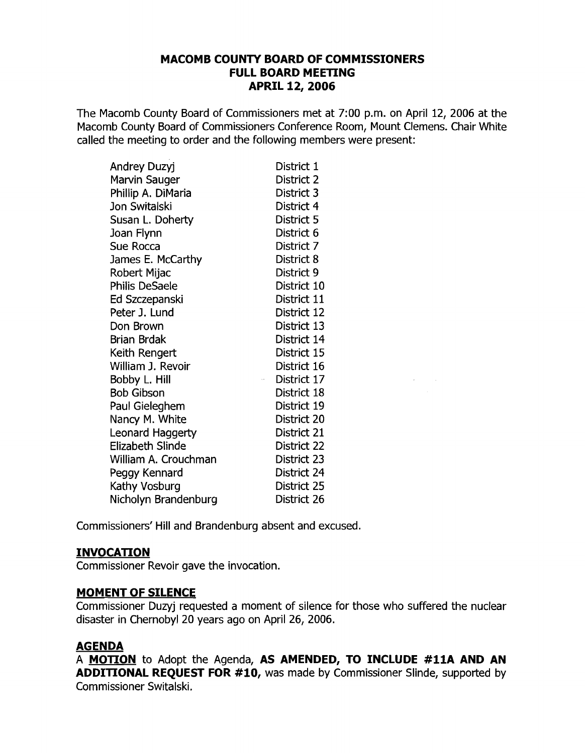# MACOMB COUNTY BOARD OF COMMISSIONERS
## FULL BOARD MEETING
## APRIL 12, 2006

The Macomb County Board of Commissioners met at 7:00 p.m. on April 12, 2006 at the Macomb County Board of Commissioners Conference Room, Mount Clemens. Chair White called the meeting to order and the following members were present:

| | |
|---|---|
| Andrey Duzyj | District 1 |
| Marvin Sauger | District 2 |
| Phillip A. DiMaria | District 3 |
| Jon Switalski | District 4 |
| Susan L. Doherty | District 5 |
| Joan Flynn | District 6 |
| Sue Rocca | District 7 |
| James E. McCarthy | District 8 |
| Robert Mijac | District 9 |
| Philis DeSaele | District 10 |
| Ed Szczepanski | District 11 |
| Peter J. Lund | District 12 |
| Don Brown | District 13 |
| Brian Brdak | District 14 |
| Keith Rengert | District 15 |
| William J. Revoir | District 16 |
| Bobby L. Hill | District 17 |
| Bob Gibson | District 18 |
| Paul Gieleghem | District 19 |
| Nancy M. White | District 20 |
| Leonard Haggerty | District 21 |
| Elizabeth Slinde | District 22 |
| William A. Crouchman | District 23 |
| Peggy Kennard | District 24 |
| Kathy Vosburg | District 25 |
| Nicholyn Brandenburg | District 26 |

Commissioners' Hill and Brandenburg absent and excused.

## INVOCATION

Commissioner Revoir gave the invocation.

## MOMENT OF SILENCE

Commissioner Duzyj requested a moment of silence for those who suffered the nuclear disaster in Chernobyl 20 years ago on April 26, 2006.

## AGENDA

A **MOTION** to Adopt the Agenda, **AS AMENDED, TO INCLUDE #11A AND AN ADDITIONAL REQUEST FOR #10,** was made by Commissioner Slinde, supported by Commissioner Switalski.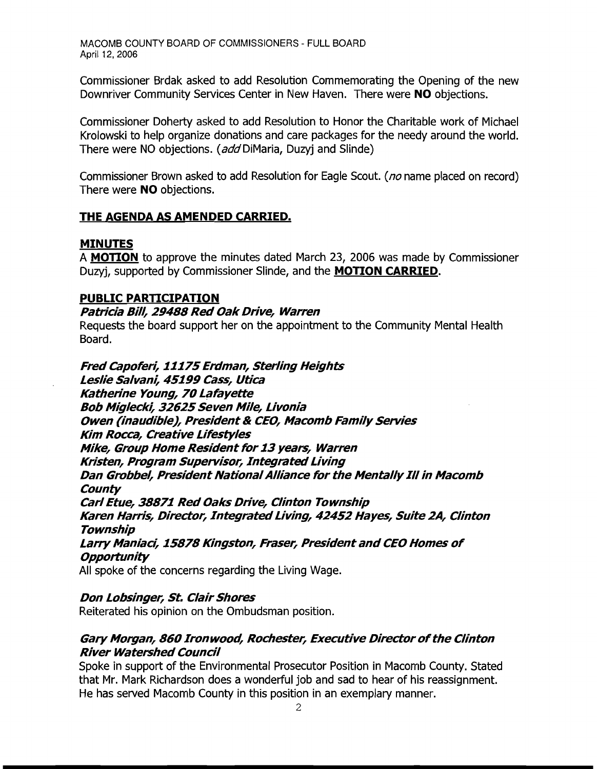Commissioner Brdak asked to add Resolution Commemorating the Opening of the new Downriver Community Services Center in New Haven. There were **NO** objections.

Commissioner Doherty asked to add Resolution to Honor the Charitable work of Michael Krolowski to help organize donations and care packages for the needy around the world. There were NO objections. (*add* DiMaria, Duzyj and Slinde)

Commissioner Brown asked to add Resolution for Eagle Scout. (*no* name placed on record) There were **NO** objections.

**THE AGENDA AS AMENDED CARRIED.**

## MINUTES

A **MOTION** to approve the minutes dated March 23, 2006 was made by Commissioner Duzyj, supported by Commissioner Slinde, and the **MOTION CARRIED**.

## PUBLIC PARTICIPATION

***Patricia Bill, 29488 Red Oak Drive, Warren***

Requests the board support her on the appointment to the Community Mental Health Board.

***Fred Capoferi, 11175 Erdman, Sterling Heights***
***Leslie Salvani, 45199 Cass, Utica***
***Katherine Young, 70 Lafayette***
***Bob Miglecki, 32625 Seven Mile, Livonia***
***Owen (inaudible), President & CEO, Macomb Family Servies***
***Kim Rocca, Creative Lifestyles***
***Mike, Group Home Resident for 13 years, Warren***
***Kristen, Program Supervisor, Integrated Living***
***Dan Grobbel, President National Alliance for the Mentally Ill in Macomb County***
***Carl Etue, 38871 Red Oaks Drive, Clinton Township***
***Karen Harris, Director, Integrated Living, 42452 Hayes, Suite 2A, Clinton Township***
***Larry Maniaci, 15878 Kingston, Fraser, President and CEO Homes of Opportunity***

All spoke of the concerns regarding the Living Wage.

***Don Lobsinger, St. Clair Shores***

Reiterated his opinion on the Ombudsman position.

***Gary Morgan, 860 Ironwood, Rochester, Executive Director of the Clinton River Watershed Council***

Spoke in support of the Environmental Prosecutor Position in Macomb County. Stated that Mr. Mark Richardson does a wonderful job and sad to hear of his reassignment. He has served Macomb County in this position in an exemplary manner.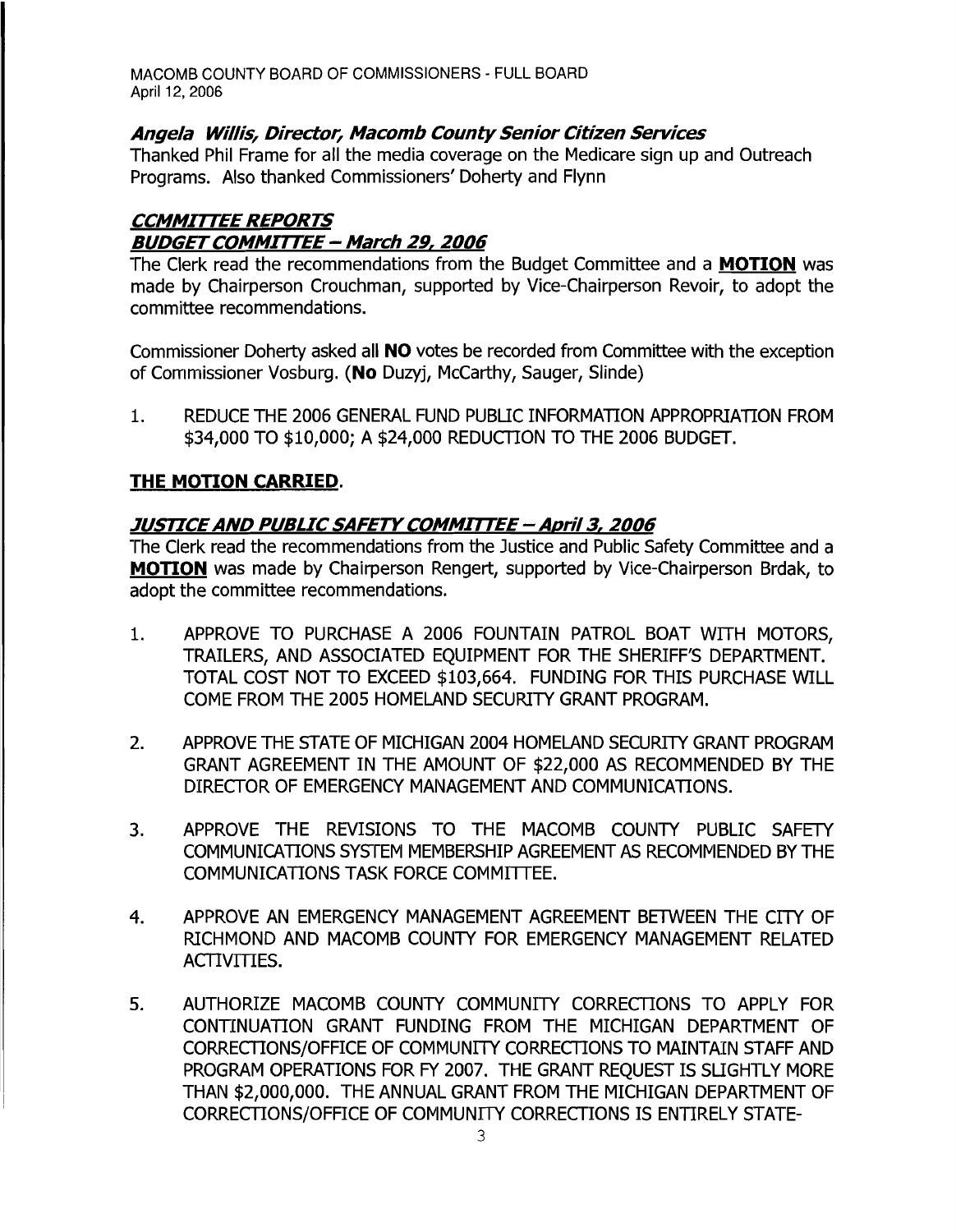***Angela Willis, Director, Macomb County Senior Citizen Services***

Thanked Phil Frame for all the media coverage on the Medicare sign up and Outreach Programs. Also thanked Commissioners' Doherty and Flynn

## ***CCMMITTEE REPORTS***

### ***BUDGET COMMITTEE – March 29, 2006***

The Clerk read the recommendations from the Budget Committee and a **MOTION** was made by Chairperson Crouchman, supported by Vice-Chairperson Revoir, to adopt the committee recommendations.

Commissioner Doherty asked all **NO** votes be recorded from Committee with the exception of Commissioner Vosburg. (**No** Duzyj, McCarthy, Sauger, Slinde)

1. REDUCE THE 2006 GENERAL FUND PUBLIC INFORMATION APPROPRIATION FROM $34,000 TO $10,000; A $24,000 REDUCTION TO THE 2006 BUDGET.

**THE MOTION CARRIED**.

### ***JUSTICE AND PUBLIC SAFETY COMMITTEE – April 3, 2006***

The Clerk read the recommendations from the Justice and Public Safety Committee and a **MOTION** was made by Chairperson Rengert, supported by Vice-Chairperson Brdak, to adopt the committee recommendations.

1. APPROVE TO PURCHASE A 2006 FOUNTAIN PATROL BOAT WITH MOTORS, TRAILERS, AND ASSOCIATED EQUIPMENT FOR THE SHERIFF'S DEPARTMENT. TOTAL COST NOT TO EXCEED $103,664. FUNDING FOR THIS PURCHASE WILL COME FROM THE 2005 HOMELAND SECURITY GRANT PROGRAM.

2. APPROVE THE STATE OF MICHIGAN 2004 HOMELAND SECURITY GRANT PROGRAM GRANT AGREEMENT IN THE AMOUNT OF $22,000 AS RECOMMENDED BY THE DIRECTOR OF EMERGENCY MANAGEMENT AND COMMUNICATIONS.

3. APPROVE THE REVISIONS TO THE MACOMB COUNTY PUBLIC SAFETY COMMUNICATIONS SYSTEM MEMBERSHIP AGREEMENT AS RECOMMENDED BY THE COMMUNICATIONS TASK FORCE COMMITTEE.

4. APPROVE AN EMERGENCY MANAGEMENT AGREEMENT BETWEEN THE CITY OF RICHMOND AND MACOMB COUNTY FOR EMERGENCY MANAGEMENT RELATED ACTIVITIES.

5. AUTHORIZE MACOMB COUNTY COMMUNITY CORRECTIONS TO APPLY FOR CONTINUATION GRANT FUNDING FROM THE MICHIGAN DEPARTMENT OF CORRECTIONS/OFFICE OF COMMUNITY CORRECTIONS TO MAINTAIN STAFF AND PROGRAM OPERATIONS FOR FY 2007. THE GRANT REQUEST IS SLIGHTLY MORE THAN $2,000,000. THE ANNUAL GRANT FROM THE MICHIGAN DEPARTMENT OF CORRECTIONS/OFFICE OF COMMUNITY CORRECTIONS IS ENTIRELY STATE-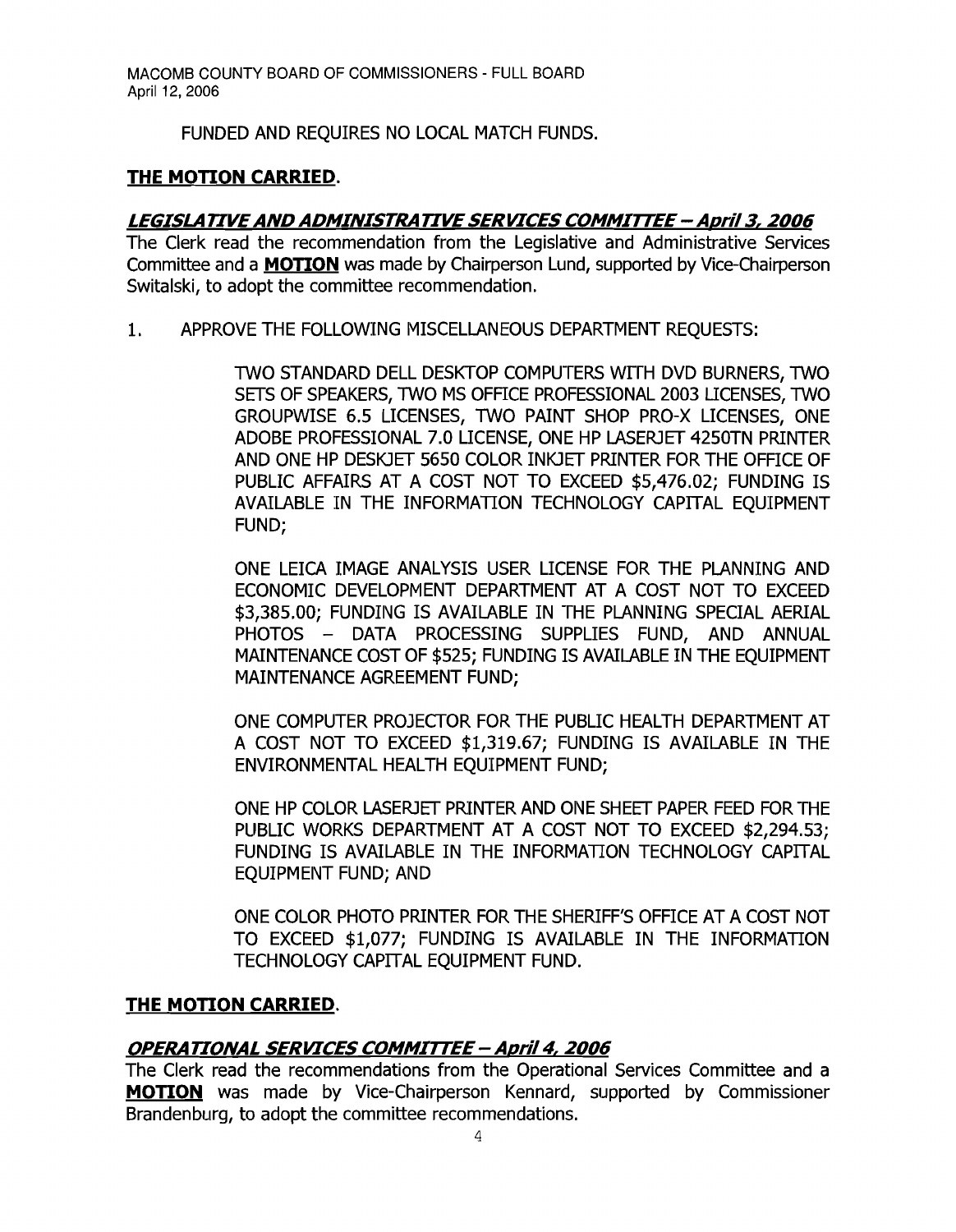FUNDED AND REQUIRES NO LOCAL MATCH FUNDS.

**THE MOTION CARRIED**.

***LEGISLATIVE AND ADMINISTRATIVE SERVICES COMMITTEE – April 3, 2006***

The Clerk read the recommendation from the Legislative and Administrative Services Committee and a **MOTION** was made by Chairperson Lund, supported by Vice-Chairperson Switalski, to adopt the committee recommendation.

1. APPROVE THE FOLLOWING MISCELLANEOUS DEPARTMENT REQUESTS:

   TWO STANDARD DELL DESKTOP COMPUTERS WITH DVD BURNERS, TWO SETS OF SPEAKERS, TWO MS OFFICE PROFESSIONAL 2003 LICENSES, TWO GROUPWISE 6.5 LICENSES, TWO PAINT SHOP PRO-X LICENSES, ONE ADOBE PROFESSIONAL 7.0 LICENSE, ONE HP LASERJET 4250TN PRINTER AND ONE HP DESKJET 5650 COLOR INKJET PRINTER FOR THE OFFICE OF PUBLIC AFFAIRS AT A COST NOT TO EXCEED $5,476.02; FUNDING IS AVAILABLE IN THE INFORMATION TECHNOLOGY CAPITAL EQUIPMENT FUND;

   ONE LEICA IMAGE ANALYSIS USER LICENSE FOR THE PLANNING AND ECONOMIC DEVELOPMENT DEPARTMENT AT A COST NOT TO EXCEED $3,385.00; FUNDING IS AVAILABLE IN THE PLANNING SPECIAL AERIAL PHOTOS – DATA PROCESSING SUPPLIES FUND, AND ANNUAL MAINTENANCE COST OF $525; FUNDING IS AVAILABLE IN THE EQUIPMENT MAINTENANCE AGREEMENT FUND;

   ONE COMPUTER PROJECTOR FOR THE PUBLIC HEALTH DEPARTMENT AT A COST NOT TO EXCEED $1,319.67; FUNDING IS AVAILABLE IN THE ENVIRONMENTAL HEALTH EQUIPMENT FUND;

   ONE HP COLOR LASERJET PRINTER AND ONE SHEET PAPER FEED FOR THE PUBLIC WORKS DEPARTMENT AT A COST NOT TO EXCEED $2,294.53; FUNDING IS AVAILABLE IN THE INFORMATION TECHNOLOGY CAPITAL EQUIPMENT FUND; AND

   ONE COLOR PHOTO PRINTER FOR THE SHERIFF'S OFFICE AT A COST NOT TO EXCEED $1,077; FUNDING IS AVAILABLE IN THE INFORMATION TECHNOLOGY CAPITAL EQUIPMENT FUND.

**THE MOTION CARRIED**.

***OPERATIONAL SERVICES COMMITTEE – April 4, 2006***

The Clerk read the recommendations from the Operational Services Committee and a **MOTION** was made by Vice-Chairperson Kennard, supported by Commissioner Brandenburg, to adopt the committee recommendations.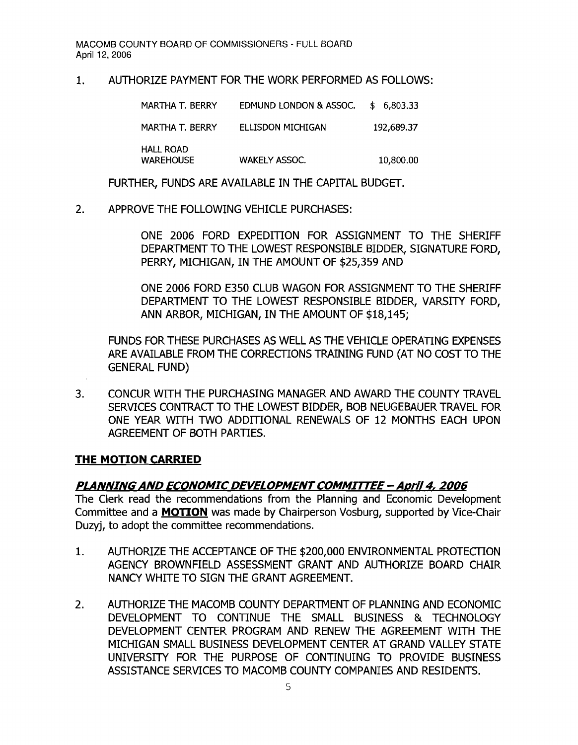1. AUTHORIZE PAYMENT FOR THE WORK PERFORMED AS FOLLOWS:

| | | |
|---|---|---|
| MARTHA T. BERRY | EDMUND LONDON & ASSOC. | $ 6,803.33 |
| MARTHA T. BERRY | ELLISDON MICHIGAN | 192,689.37 |
| HALL ROAD WAREHOUSE | WAKELY ASSOC. | 10,800.00 |

FURTHER, FUNDS ARE AVAILABLE IN THE CAPITAL BUDGET.

2. APPROVE THE FOLLOWING VEHICLE PURCHASES:

   ONE 2006 FORD EXPEDITION FOR ASSIGNMENT TO THE SHERIFF DEPARTMENT TO THE LOWEST RESPONSIBLE BIDDER, SIGNATURE FORD, PERRY, MICHIGAN, IN THE AMOUNT OF $25,359 AND

   ONE 2006 FORD E350 CLUB WAGON FOR ASSIGNMENT TO THE SHERIFF DEPARTMENT TO THE LOWEST RESPONSIBLE BIDDER, VARSITY FORD, ANN ARBOR, MICHIGAN, IN THE AMOUNT OF $18,145;

   FUNDS FOR THESE PURCHASES AS WELL AS THE VEHICLE OPERATING EXPENSES ARE AVAILABLE FROM THE CORRECTIONS TRAINING FUND (AT NO COST TO THE GENERAL FUND)

3. CONCUR WITH THE PURCHASING MANAGER AND AWARD THE COUNTY TRAVEL SERVICES CONTRACT TO THE LOWEST BIDDER, BOB NEUGEBAUER TRAVEL FOR ONE YEAR WITH TWO ADDITIONAL RENEWALS OF 12 MONTHS EACH UPON AGREEMENT OF BOTH PARTIES.

**THE MOTION CARRIED**

***PLANNING AND ECONOMIC DEVELOPMENT COMMITTEE – April 4, 2006***

The Clerk read the recommendations from the Planning and Economic Development Committee and a **MOTION** was made by Chairperson Vosburg, supported by Vice-Chair Duzyj, to adopt the committee recommendations.

1. AUTHORIZE THE ACCEPTANCE OF THE $200,000 ENVIRONMENTAL PROTECTION AGENCY BROWNFIELD ASSESSMENT GRANT AND AUTHORIZE BOARD CHAIR NANCY WHITE TO SIGN THE GRANT AGREEMENT.

2. AUTHORIZE THE MACOMB COUNTY DEPARTMENT OF PLANNING AND ECONOMIC DEVELOPMENT TO CONTINUE THE SMALL BUSINESS & TECHNOLOGY DEVELOPMENT CENTER PROGRAM AND RENEW THE AGREEMENT WITH THE MICHIGAN SMALL BUSINESS DEVELOPMENT CENTER AT GRAND VALLEY STATE UNIVERSITY FOR THE PURPOSE OF CONTINUING TO PROVIDE BUSINESS ASSISTANCE SERVICES TO MACOMB COUNTY COMPANIES AND RESIDENTS.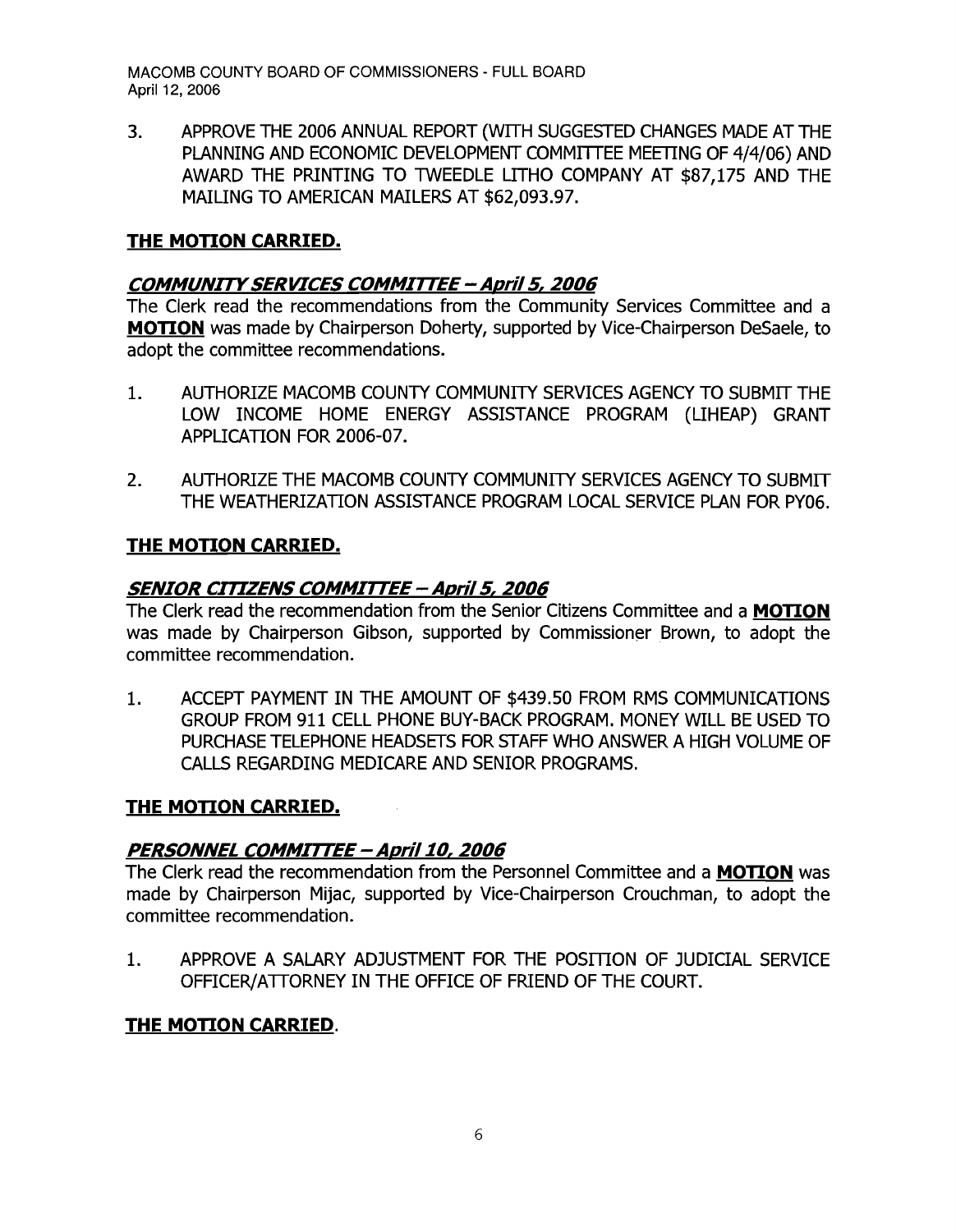3. APPROVE THE 2006 ANNUAL REPORT (WITH SUGGESTED CHANGES MADE AT THE PLANNING AND ECONOMIC DEVELOPMENT COMMITTEE MEETING OF 4/4/06) AND AWARD THE PRINTING TO TWEEDLE LITHO COMPANY AT $87,175 AND THE MAILING TO AMERICAN MAILERS AT $62,093.97.

**THE MOTION CARRIED.**

***COMMUNITY SERVICES COMMITTEE – April 5, 2006***

The Clerk read the recommendations from the Community Services Committee and a **MOTION** was made by Chairperson Doherty, supported by Vice-Chairperson DeSaele, to adopt the committee recommendations.

1. AUTHORIZE MACOMB COUNTY COMMUNITY SERVICES AGENCY TO SUBMIT THE LOW INCOME HOME ENERGY ASSISTANCE PROGRAM (LIHEAP) GRANT APPLICATION FOR 2006-07.

2. AUTHORIZE THE MACOMB COUNTY COMMUNITY SERVICES AGENCY TO SUBMIT THE WEATHERIZATION ASSISTANCE PROGRAM LOCAL SERVICE PLAN FOR PY06.

**THE MOTION CARRIED.**

***SENIOR CITIZENS COMMITTEE – April 5, 2006***

The Clerk read the recommendation from the Senior Citizens Committee and a **MOTION** was made by Chairperson Gibson, supported by Commissioner Brown, to adopt the committee recommendation.

1. ACCEPT PAYMENT IN THE AMOUNT OF $439.50 FROM RMS COMMUNICATIONS GROUP FROM 911 CELL PHONE BUY-BACK PROGRAM. MONEY WILL BE USED TO PURCHASE TELEPHONE HEADSETS FOR STAFF WHO ANSWER A HIGH VOLUME OF CALLS REGARDING MEDICARE AND SENIOR PROGRAMS.

**THE MOTION CARRIED.**

***PERSONNEL COMMITTEE – April 10, 2006***

The Clerk read the recommendation from the Personnel Committee and a **MOTION** was made by Chairperson Mijac, supported by Vice-Chairperson Crouchman, to adopt the committee recommendation.

1. APPROVE A SALARY ADJUSTMENT FOR THE POSITION OF JUDICIAL SERVICE OFFICER/ATTORNEY IN THE OFFICE OF FRIEND OF THE COURT.

**THE MOTION CARRIED.**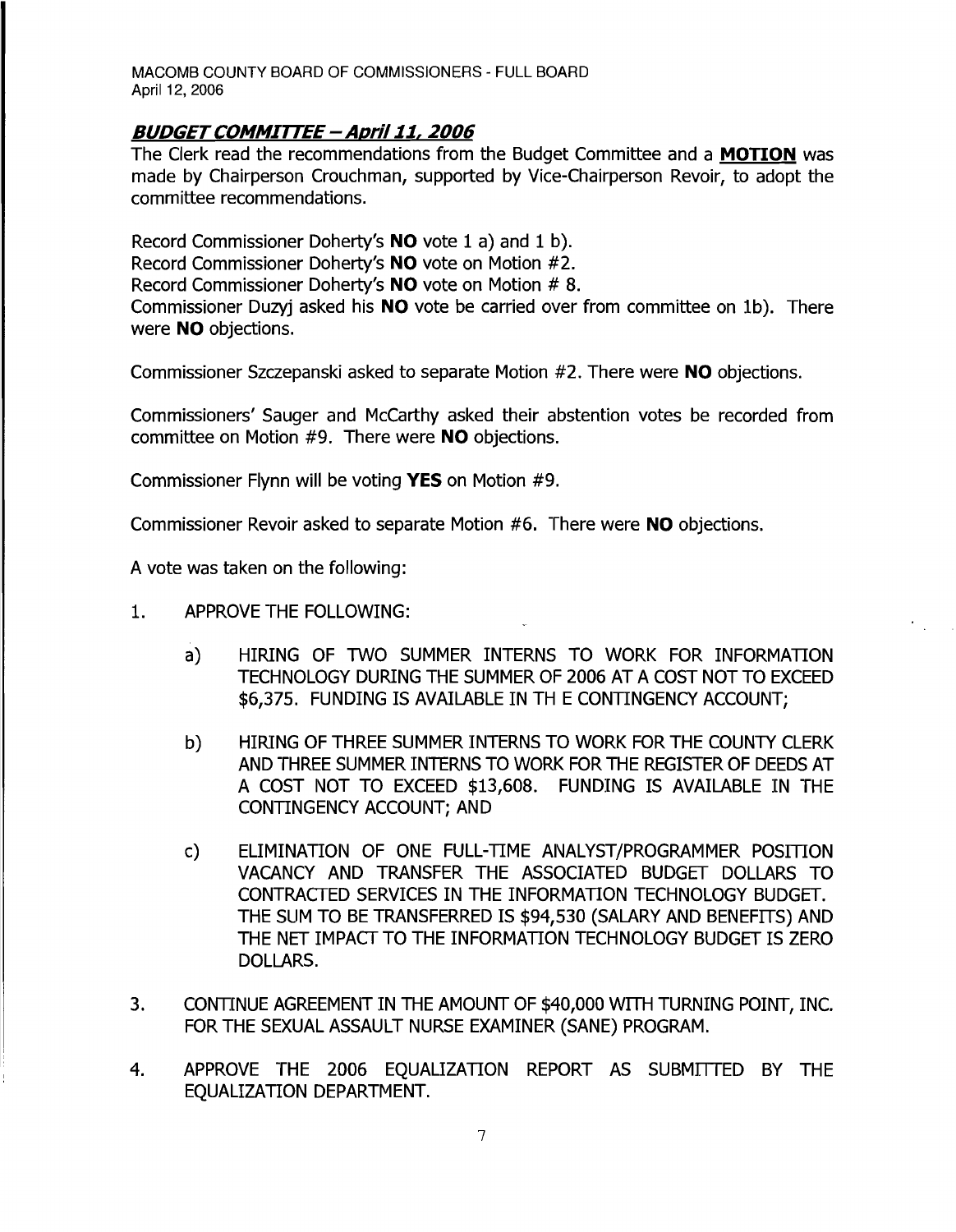MACOMB COUNTY BOARD OF COMMISSIONERS - FULL BOARD
April 12, 2006

## ***BUDGET COMMITTEE – April 11, 2006***

The Clerk read the recommendations from the Budget Committee and a **MOTION** was made by Chairperson Crouchman, supported by Vice-Chairperson Revoir, to adopt the committee recommendations.

Record Commissioner Doherty's **NO** vote 1 a) and 1 b).
Record Commissioner Doherty's **NO** vote on Motion #2.
Record Commissioner Doherty's **NO** vote on Motion # 8.
Commissioner Duzyj asked his **NO** vote be carried over from committee on 1b). There were **NO** objections.

Commissioner Szczepanski asked to separate Motion #2. There were **NO** objections.

Commissioners' Sauger and McCarthy asked their abstention votes be recorded from committee on Motion #9. There were **NO** objections.

Commissioner Flynn will be voting **YES** on Motion #9.

Commissioner Revoir asked to separate Motion #6. There were **NO** objections.

A vote was taken on the following:

1. APPROVE THE FOLLOWING:

   a) HIRING OF TWO SUMMER INTERNS TO WORK FOR INFORMATION TECHNOLOGY DURING THE SUMMER OF 2006 AT A COST NOT TO EXCEED $6,375. FUNDING IS AVAILABLE IN TH E CONTINGENCY ACCOUNT;

   b) HIRING OF THREE SUMMER INTERNS TO WORK FOR THE COUNTY CLERK AND THREE SUMMER INTERNS TO WORK FOR THE REGISTER OF DEEDS AT A COST NOT TO EXCEED $13,608. FUNDING IS AVAILABLE IN THE CONTINGENCY ACCOUNT; AND

   c) ELIMINATION OF ONE FULL-TIME ANALYST/PROGRAMMER POSITION VACANCY AND TRANSFER THE ASSOCIATED BUDGET DOLLARS TO CONTRACTED SERVICES IN THE INFORMATION TECHNOLOGY BUDGET. THE SUM TO BE TRANSFERRED IS $94,530 (SALARY AND BENEFITS) AND THE NET IMPACT TO THE INFORMATION TECHNOLOGY BUDGET IS ZERO DOLLARS.

3. CONTINUE AGREEMENT IN THE AMOUNT OF $40,000 WITH TURNING POINT, INC. FOR THE SEXUAL ASSAULT NURSE EXAMINER (SANE) PROGRAM.

4. APPROVE THE 2006 EQUALIZATION REPORT AS SUBMITTED BY THE EQUALIZATION DEPARTMENT.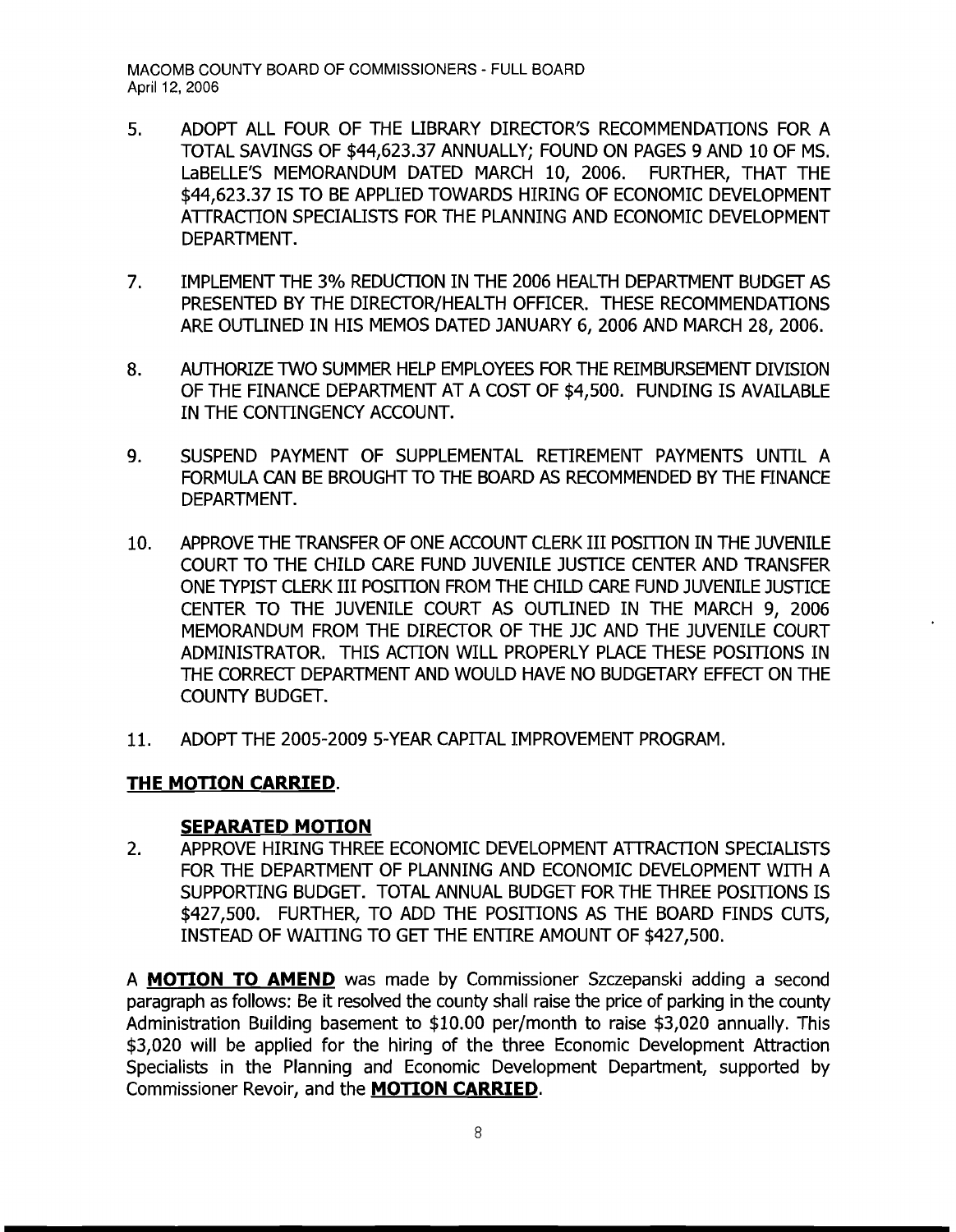5. ADOPT ALL FOUR OF THE LIBRARY DIRECTOR'S RECOMMENDATIONS FOR A TOTAL SAVINGS OF $44,623.37 ANNUALLY; FOUND ON PAGES 9 AND 10 OF MS. LaBELLE'S MEMORANDUM DATED MARCH 10, 2006. FURTHER, THAT THE $44,623.37 IS TO BE APPLIED TOWARDS HIRING OF ECONOMIC DEVELOPMENT ATTRACTION SPECIALISTS FOR THE PLANNING AND ECONOMIC DEVELOPMENT DEPARTMENT.

7. IMPLEMENT THE 3% REDUCTION IN THE 2006 HEALTH DEPARTMENT BUDGET AS PRESENTED BY THE DIRECTOR/HEALTH OFFICER. THESE RECOMMENDATIONS ARE OUTLINED IN HIS MEMOS DATED JANUARY 6, 2006 AND MARCH 28, 2006.

8. AUTHORIZE TWO SUMMER HELP EMPLOYEES FOR THE REIMBURSEMENT DIVISION OF THE FINANCE DEPARTMENT AT A COST OF $4,500. FUNDING IS AVAILABLE IN THE CONTINGENCY ACCOUNT.

9. SUSPEND PAYMENT OF SUPPLEMENTAL RETIREMENT PAYMENTS UNTIL A FORMULA CAN BE BROUGHT TO THE BOARD AS RECOMMENDED BY THE FINANCE DEPARTMENT.

10. APPROVE THE TRANSFER OF ONE ACCOUNT CLERK III POSITION IN THE JUVENILE COURT TO THE CHILD CARE FUND JUVENILE JUSTICE CENTER AND TRANSFER ONE TYPIST CLERK III POSITION FROM THE CHILD CARE FUND JUVENILE JUSTICE CENTER TO THE JUVENILE COURT AS OUTLINED IN THE MARCH 9, 2006 MEMORANDUM FROM THE DIRECTOR OF THE JJC AND THE JUVENILE COURT ADMINISTRATOR. THIS ACTION WILL PROPERLY PLACE THESE POSITIONS IN THE CORRECT DEPARTMENT AND WOULD HAVE NO BUDGETARY EFFECT ON THE COUNTY BUDGET.

11. ADOPT THE 2005-2009 5-YEAR CAPITAL IMPROVEMENT PROGRAM.

**THE MOTION CARRIED**.

**SEPARATED MOTION**

2. APPROVE HIRING THREE ECONOMIC DEVELOPMENT ATTRACTION SPECIALISTS FOR THE DEPARTMENT OF PLANNING AND ECONOMIC DEVELOPMENT WITH A SUPPORTING BUDGET. TOTAL ANNUAL BUDGET FOR THE THREE POSITIONS IS $427,500. FURTHER, TO ADD THE POSITIONS AS THE BOARD FINDS CUTS, INSTEAD OF WAITING TO GET THE ENTIRE AMOUNT OF $427,500.

A **MOTION TO AMEND** was made by Commissioner Szczepanski adding a second paragraph as follows: Be it resolved the county shall raise the price of parking in the county Administration Building basement to $10.00 per/month to raise $3,020 annually. This $3,020 will be applied for the hiring of the three Economic Development Attraction Specialists in the Planning and Economic Development Department, supported by Commissioner Revoir, and the **MOTION CARRIED**.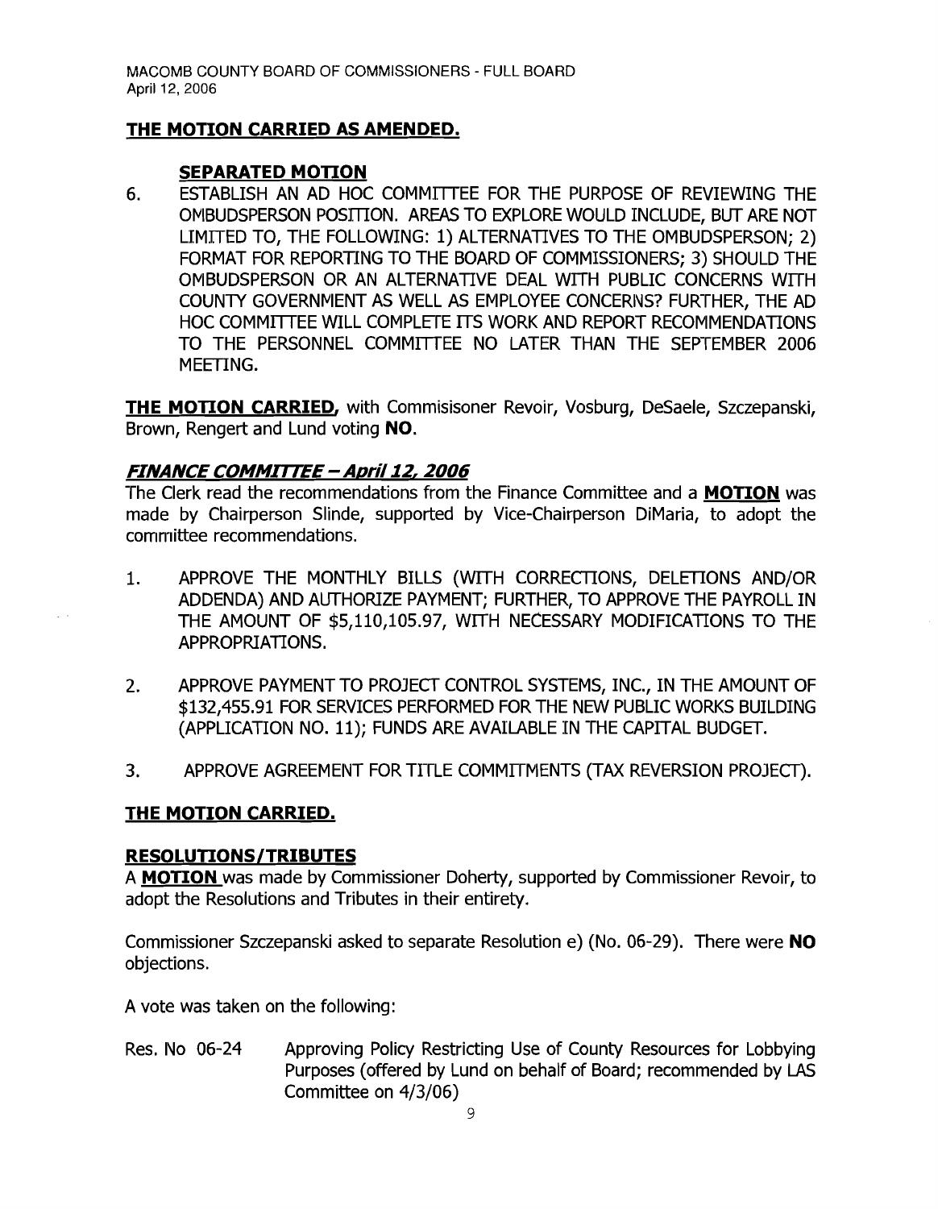**THE MOTION CARRIED AS AMENDED.**

**SEPARATED MOTION**

6. ESTABLISH AN AD HOC COMMITTEE FOR THE PURPOSE OF REVIEWING THE OMBUDSPERSON POSITION. AREAS TO EXPLORE WOULD INCLUDE, BUT ARE NOT LIMITED TO, THE FOLLOWING: 1) ALTERNATIVES TO THE OMBUDSPERSON; 2) FORMAT FOR REPORTING TO THE BOARD OF COMMISSIONERS; 3) SHOULD THE OMBUDSPERSON OR AN ALTERNATIVE DEAL WITH PUBLIC CONCERNS WITH COUNTY GOVERNMENT AS WELL AS EMPLOYEE CONCERNS? FURTHER, THE AD HOC COMMITTEE WILL COMPLETE ITS WORK AND REPORT RECOMMENDATIONS TO THE PERSONNEL COMMITTEE NO LATER THAN THE SEPTEMBER 2006 MEETING.

**THE MOTION CARRIED**, with Commisisoner Revoir, Vosburg, DeSaele, Szczepanski, Brown, Rengert and Lund voting **NO**.

***FINANCE COMMITTEE – April 12, 2006***

The Clerk read the recommendations from the Finance Committee and a **MOTION** was made by Chairperson Slinde, supported by Vice-Chairperson DiMaria, to adopt the committee recommendations.

1. APPROVE THE MONTHLY BILLS (WITH CORRECTIONS, DELETIONS AND/OR ADDENDA) AND AUTHORIZE PAYMENT; FURTHER, TO APPROVE THE PAYROLL IN THE AMOUNT OF $5,110,105.97, WITH NECESSARY MODIFICATIONS TO THE APPROPRIATIONS.

2. APPROVE PAYMENT TO PROJECT CONTROL SYSTEMS, INC., IN THE AMOUNT OF $132,455.91 FOR SERVICES PERFORMED FOR THE NEW PUBLIC WORKS BUILDING (APPLICATION NO. 11); FUNDS ARE AVAILABLE IN THE CAPITAL BUDGET.

3. APPROVE AGREEMENT FOR TITLE COMMITMENTS (TAX REVERSION PROJECT).

**THE MOTION CARRIED.**

**RESOLUTIONS/TRIBUTES**

A **MOTION** was made by Commissioner Doherty, supported by Commissioner Revoir, to adopt the Resolutions and Tributes in their entirety.

Commissioner Szczepanski asked to separate Resolution e) (No. 06-29). There were **NO** objections.

A vote was taken on the following:

Res. No 06-24 Approving Policy Restricting Use of County Resources for Lobbying Purposes (offered by Lund on behalf of Board; recommended by LAS Committee on 4/3/06)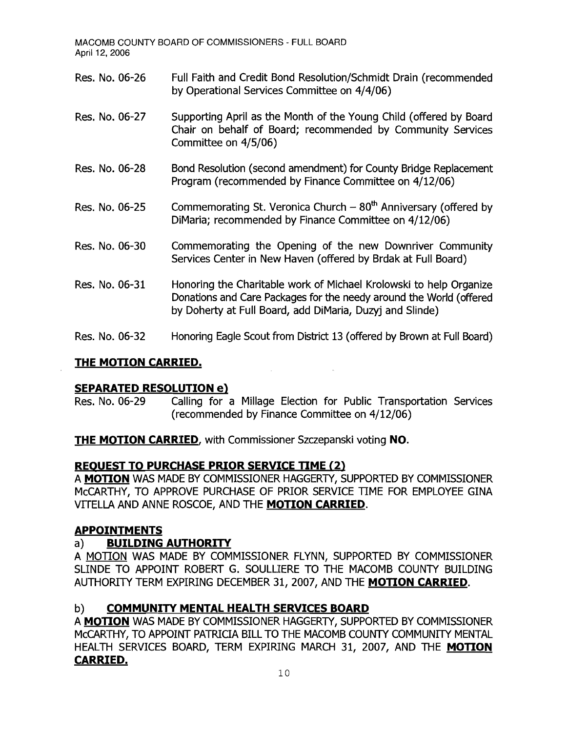Res. No. 06-26 Full Faith and Credit Bond Resolution/Schmidt Drain (recommended by Operational Services Committee on 4/4/06)

Res. No. 06-27 Supporting April as the Month of the Young Child (offered by Board Chair on behalf of Board; recommended by Community Services Committee on 4/5/06)

Res. No. 06-28 Bond Resolution (second amendment) for County Bridge Replacement Program (recommended by Finance Committee on 4/12/06)

Res. No. 06-25 Commemorating St. Veronica Church – 80th Anniversary (offered by DiMaria; recommended by Finance Committee on 4/12/06)

Res. No. 06-30 Commemorating the Opening of the new Downriver Community Services Center in New Haven (offered by Brdak at Full Board)

Res. No. 06-31 Honoring the Charitable work of Michael Krolowski to help Organize Donations and Care Packages for the needy around the World (offered by Doherty at Full Board, add DiMaria, Duzyj and Slinde)

Res. No. 06-32 Honoring Eagle Scout from District 13 (offered by Brown at Full Board)

**THE MOTION CARRIED.**

**SEPARATED RESOLUTION e)**

Res. No. 06-29 Calling for a Millage Election for Public Transportation Services (recommended by Finance Committee on 4/12/06)

**THE MOTION CARRIED**, with Commissioner Szczepanski voting **NO**.

**REQUEST TO PURCHASE PRIOR SERVICE TIME (2)**

A **MOTION** WAS MADE BY COMMISSIONER HAGGERTY, SUPPORTED BY COMMISSIONER McCARTHY, TO APPROVE PURCHASE OF PRIOR SERVICE TIME FOR EMPLOYEE GINA VITELLA AND ANNE ROSCOE, AND THE **MOTION CARRIED**.

**APPOINTMENTS**

a) **BUILDING AUTHORITY**

A MOTION WAS MADE BY COMMISSIONER FLYNN, SUPPORTED BY COMMISSIONER SLINDE TO APPOINT ROBERT G. SOULLIERE TO THE MACOMB COUNTY BUILDING AUTHORITY TERM EXPIRING DECEMBER 31, 2007, AND THE **MOTION CARRIED**.

b) **COMMUNITY MENTAL HEALTH SERVICES BOARD**

A **MOTION** WAS MADE BY COMMISSIONER HAGGERTY, SUPPORTED BY COMMISSIONER McCARTHY, TO APPOINT PATRICIA BILL TO THE MACOMB COUNTY COMMUNITY MENTAL HEALTH SERVICES BOARD, TERM EXPIRING MARCH 31, 2007, AND THE **MOTION CARRIED.**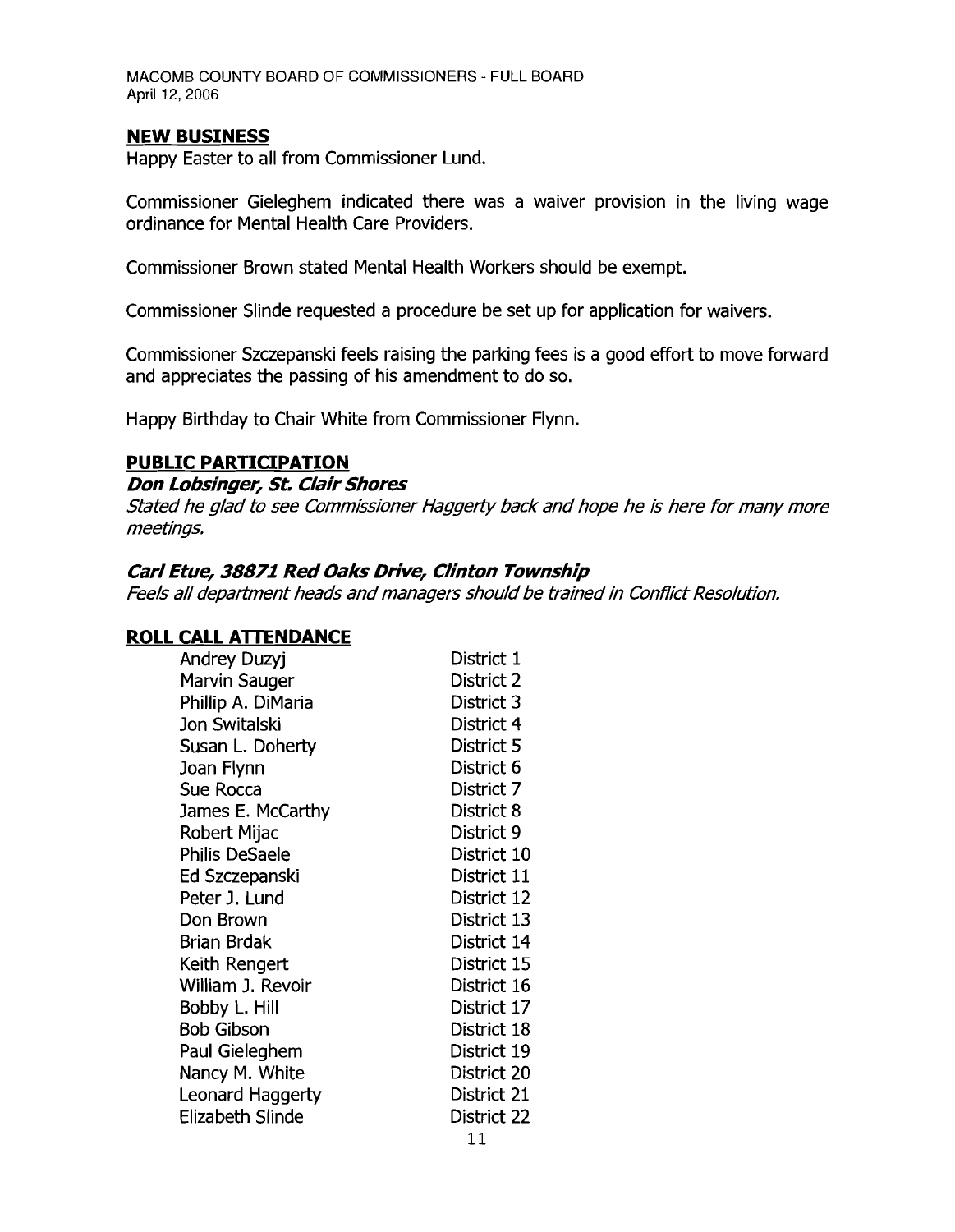## NEW BUSINESS

Happy Easter to all from Commissioner Lund.

Commissioner Gieleghem indicated there was a waiver provision in the living wage ordinance for Mental Health Care Providers.

Commissioner Brown stated Mental Health Workers should be exempt.

Commissioner Slinde requested a procedure be set up for application for waivers.

Commissioner Szczepanski feels raising the parking fees is a good effort to move forward and appreciates the passing of his amendment to do so.

Happy Birthday to Chair White from Commissioner Flynn.

## PUBLIC PARTICIPATION

### *Don Lobsinger, St. Clair Shores*

*Stated he glad to see Commissioner Haggerty back and hope he is here for many more meetings.*

### *Carl Etue, 38871 Red Oaks Drive, Clinton Township*

*Feels all department heads and managers should be trained in Conflict Resolution.*

## ROLL CALL ATTENDANCE

| | |
|---|---|
| Andrey Duzyj | District 1 |
| Marvin Sauger | District 2 |
| Phillip A. DiMaria | District 3 |
| Jon Switalski | District 4 |
| Susan L. Doherty | District 5 |
| Joan Flynn | District 6 |
| Sue Rocca | District 7 |
| James E. McCarthy | District 8 |
| Robert Mijac | District 9 |
| Philis DeSaele | District 10 |
| Ed Szczepanski | District 11 |
| Peter J. Lund | District 12 |
| Don Brown | District 13 |
| Brian Brdak | District 14 |
| Keith Rengert | District 15 |
| William J. Revoir | District 16 |
| Bobby L. Hill | District 17 |
| Bob Gibson | District 18 |
| Paul Gieleghem | District 19 |
| Nancy M. White | District 20 |
| Leonard Haggerty | District 21 |
| Elizabeth Slinde | District 22 |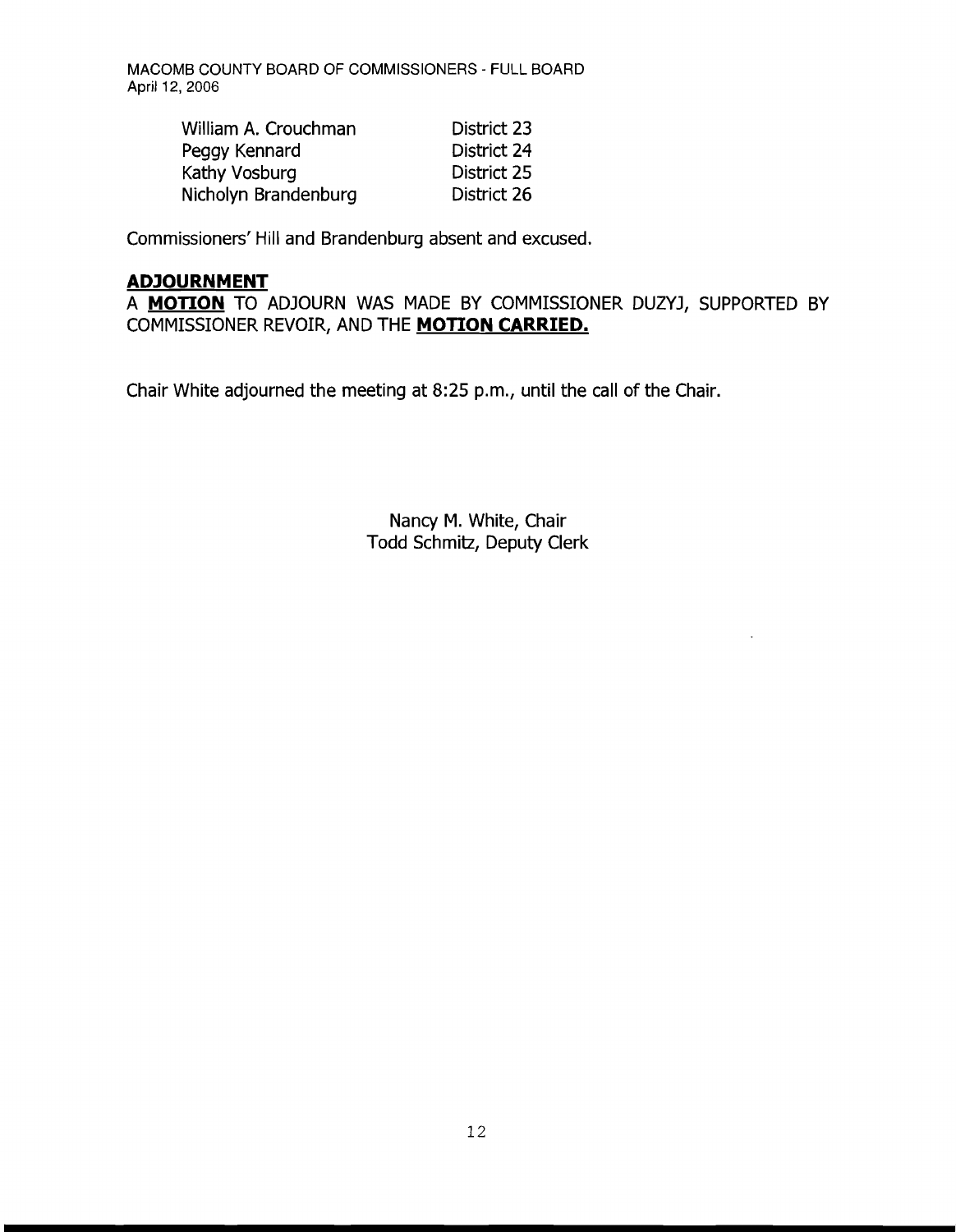| | |
|---|---|
| William A. Crouchman | District 23 |
| Peggy Kennard | District 24 |
| Kathy Vosburg | District 25 |
| Nicholyn Brandenburg | District 26 |

Commissioners' Hill and Brandenburg absent and excused.

## ADJOURNMENT

A **MOTION** TO ADJOURN WAS MADE BY COMMISSIONER DUZYJ, SUPPORTED BY COMMISSIONER REVOIR, AND THE **MOTION CARRIED.**

Chair White adjourned the meeting at 8:25 p.m., until the call of the Chair.

Nancy M. White, Chair
Todd Schmitz, Deputy Clerk